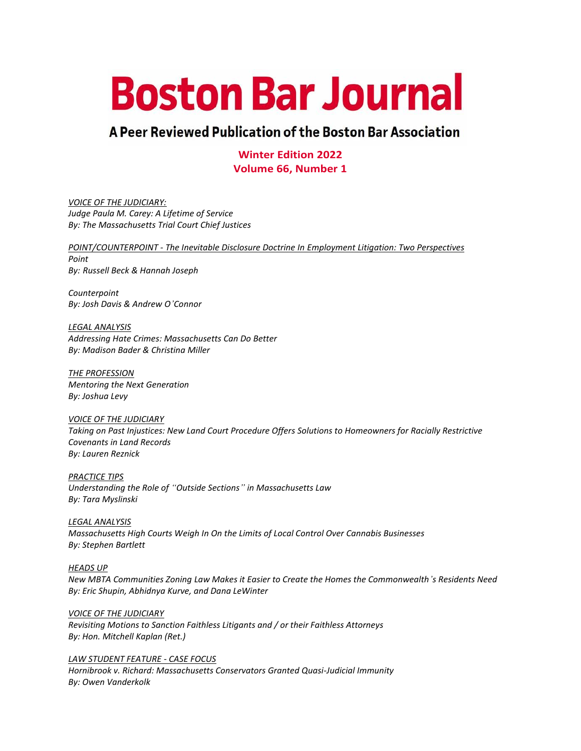# Boston Bar Journal

## A Peer Reviewed Publication of the Boston Bar Association

**Winter Edition 2022**
**Volume 66, Number 1**

*VOICE OF THE JUDICIARY:*
*Judge Paula M. Carey: A Lifetime of Service*
*By: The Massachusetts Trial Court Chief Justices*

*POINT/COUNTERPOINT - The Inevitable Disclosure Doctrine In Employment Litigation: Two Perspectives*
*Point*
*By: Russell Beck & Hannah Joseph*

*Counterpoint*
*By: Josh Davis & Andrew O'Connor*

*LEGAL ANALYSIS*
*Addressing Hate Crimes: Massachusetts Can Do Better*
*By: Madison Bader & Christina Miller*

*THE PROFESSION*
*Mentoring the Next Generation*
*By: Joshua Levy*

*VOICE OF THE JUDICIARY*
*Taking on Past Injustices: New Land Court Procedure Offers Solutions to Homeowners for Racially Restrictive Covenants in Land Records*
*By: Lauren Reznick*

*PRACTICE TIPS*
*Understanding the Role of "Outside Sections" in Massachusetts Law*
*By: Tara Myslinski*

*LEGAL ANALYSIS*
*Massachusetts High Courts Weigh In On the Limits of Local Control Over Cannabis Businesses*
*By: Stephen Bartlett*

*HEADS UP*
*New MBTA Communities Zoning Law Makes it Easier to Create the Homes the Commonwealth's Residents Need*
*By: Eric Shupin, Abhidnya Kurve, and Dana LeWinter*

*VOICE OF THE JUDICIARY*
*Revisiting Motions to Sanction Faithless Litigants and / or their Faithless Attorneys*
*By: Hon. Mitchell Kaplan (Ret.)*

*LAW STUDENT FEATURE - CASE FOCUS*
*Hornibrook v. Richard: Massachusetts Conservators Granted Quasi-Judicial Immunity*
*By: Owen Vanderkolk*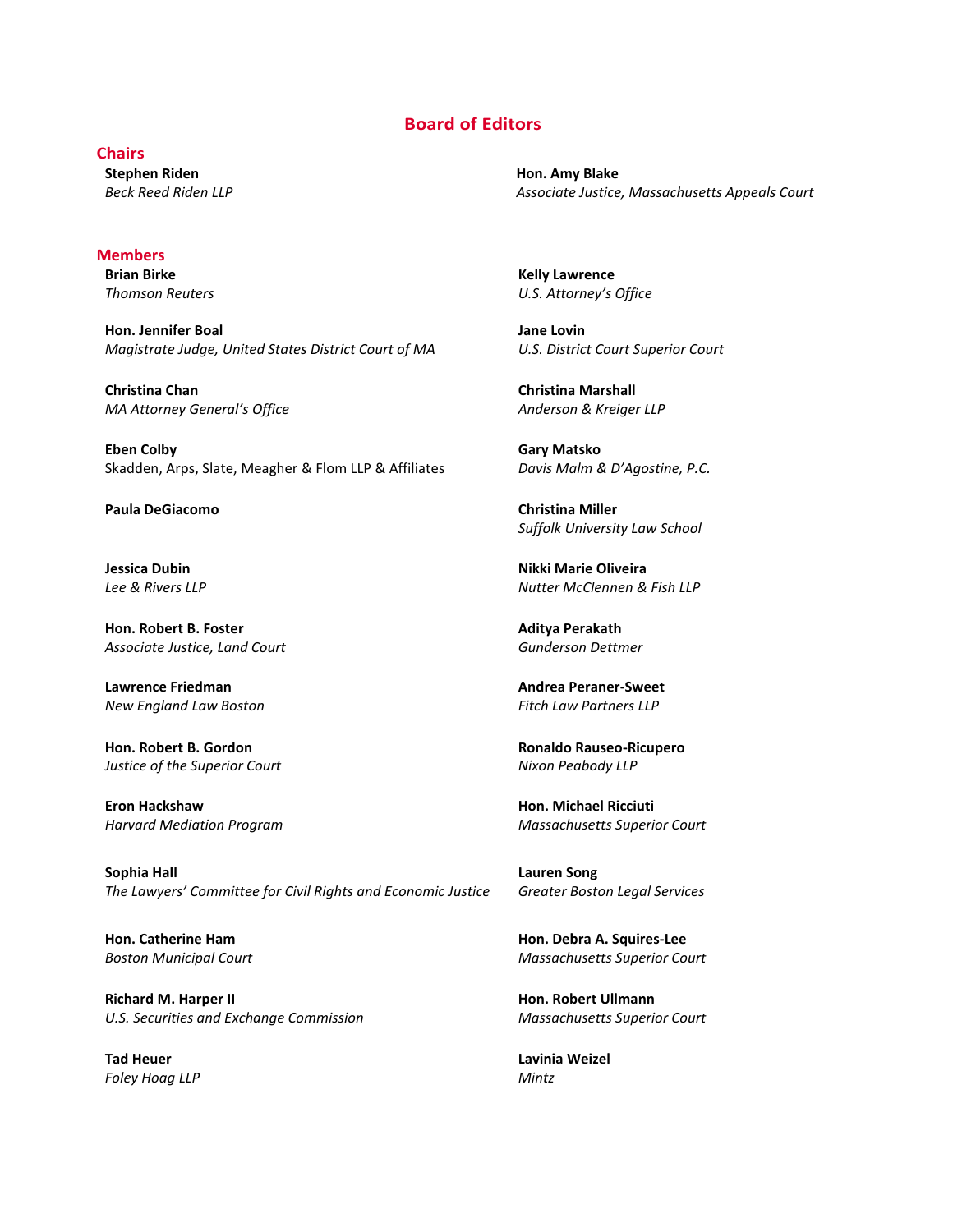# Board of Editors

## Chairs

**Stephen Riden**
*Beck Reed Riden LLP*

**Hon. Amy Blake**
*Associate Justice, Massachusetts Appeals Court*

## Members

**Brian Birke**
*Thomson Reuters*

**Hon. Jennifer Boal**
*Magistrate Judge, United States District Court of MA*

**Christina Chan**
*MA Attorney General's Office*

**Eben Colby**
Skadden, Arps, Slate, Meagher & Flom LLP & Affiliates

**Paula DeGiacomo**

**Jessica Dubin**
*Lee & Rivers LLP*

**Hon. Robert B. Foster**
*Associate Justice, Land Court*

**Lawrence Friedman**
*New England Law Boston*

**Hon. Robert B. Gordon**
*Justice of the Superior Court*

**Eron Hackshaw**
*Harvard Mediation Program*

**Sophia Hall**
*The Lawyers' Committee for Civil Rights and Economic Justice*

**Hon. Catherine Ham**
*Boston Municipal Court*

**Richard M. Harper II**
*U.S. Securities and Exchange Commission*

**Tad Heuer**
*Foley Hoag LLP*

**Kelly Lawrence**
*U.S. Attorney's Office*

**Jane Lovin**
*U.S. District Court Superior Court*

**Christina Marshall**
*Anderson & Kreiger LLP*

**Gary Matsko**
*Davis Malm & D'Agostine, P.C.*

**Christina Miller**
*Suffolk University Law School*

**Nikki Marie Oliveira**
*Nutter McClennen & Fish LLP*

**Aditya Perakath**
*Gunderson Dettmer*

**Andrea Peraner-Sweet**
*Fitch Law Partners LLP*

**Ronaldo Rauseo-Ricupero**
*Nixon Peabody LLP*

**Hon. Michael Ricciuti**
*Massachusetts Superior Court*

**Lauren Song**
*Greater Boston Legal Services*

**Hon. Debra A. Squires-Lee**
*Massachusetts Superior Court*

**Hon. Robert Ullmann**
*Massachusetts Superior Court*

**Lavinia Weizel**
*Mintz*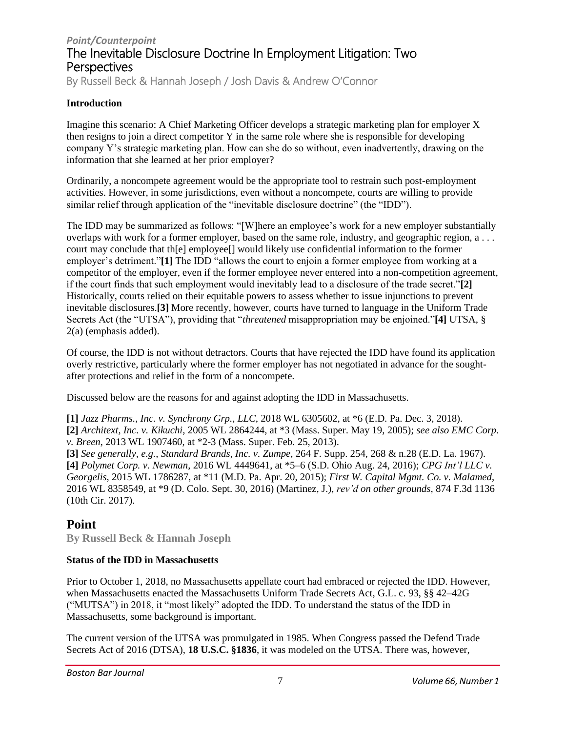*Point/Counterpoint*

# The Inevitable Disclosure Doctrine In Employment Litigation: Two Perspectives

By Russell Beck & Hannah Joseph / Josh Davis & Andrew O'Connor

**Introduction**

Imagine this scenario: A Chief Marketing Officer develops a strategic marketing plan for employer X then resigns to join a direct competitor Y in the same role where she is responsible for developing company Y's strategic marketing plan. How can she do so without, even inadvertently, drawing on the information that she learned at her prior employer?

Ordinarily, a noncompete agreement would be the appropriate tool to restrain such post-employment activities. However, in some jurisdictions, even without a noncompete, courts are willing to provide similar relief through application of the "inevitable disclosure doctrine" (the "IDD").

The IDD may be summarized as follows: "[W]here an employee's work for a new employer substantially overlaps with work for a former employer, based on the same role, industry, and geographic region, a . . . court may conclude that th[e] employee[] would likely use confidential information to the former employer's detriment."**[1]** The IDD "allows the court to enjoin a former employee from working at a competitor of the employer, even if the former employee never entered into a non-competition agreement, if the court finds that such employment would inevitably lead to a disclosure of the trade secret."**[2]** Historically, courts relied on their equitable powers to assess whether to issue injunctions to prevent inevitable disclosures.**[3]** More recently, however, courts have turned to language in the Uniform Trade Secrets Act (the "UTSA"), providing that "*threatened* misappropriation may be enjoined."**[4]** UTSA, § 2(a) (emphasis added).

Of course, the IDD is not without detractors. Courts that have rejected the IDD have found its application overly restrictive, particularly where the former employer has not negotiated in advance for the sought-after protections and relief in the form of a noncompete.

Discussed below are the reasons for and against adopting the IDD in Massachusetts.

**[1]** *Jazz Pharms., Inc. v. Synchrony Grp., LLC*, 2018 WL 6305602, at *6 (E.D. Pa. Dec. 3, 2018).
**[2]** *Architext, Inc. v. Kikuchi*, 2005 WL 2864244, at *3 (Mass. Super. May 19, 2005); *see also EMC Corp. v. Breen*, 2013 WL 1907460, at *2-3 (Mass. Super. Feb. 25, 2013).
**[3]** *See generally, e.g., Standard Brands, Inc. v. Zumpe*, 264 F. Supp. 254, 268 & n.28 (E.D. La. 1967).
**[4]** *Polymet Corp. v. Newman*, 2016 WL 4449641, at *5–6 (S.D. Ohio Aug. 24, 2016); *CPG Int'l LLC v. Georgelis*, 2015 WL 1786287, at *11 (M.D. Pa. Apr. 20, 2015); *First W. Capital Mgmt. Co. v. Malamed*, 2016 WL 8358549, at *9 (D. Colo. Sept. 30, 2016) (Martinez, J.), *rev'd on other grounds*, 874 F.3d 1136 (10th Cir. 2017).

## Point

**By Russell Beck & Hannah Joseph**

**Status of the IDD in Massachusetts**

Prior to October 1, 2018, no Massachusetts appellate court had embraced or rejected the IDD. However, when Massachusetts enacted the Massachusetts Uniform Trade Secrets Act, G.L. c. 93, §§ 42–42G ("MUTSA") in 2018, it "most likely" adopted the IDD. To understand the status of the IDD in Massachusetts, some background is important.

The current version of the UTSA was promulgated in 1985. When Congress passed the Defend Trade Secrets Act of 2016 (DTSA), **18 U.S.C. §1836**, it was modeled on the UTSA. There was, however,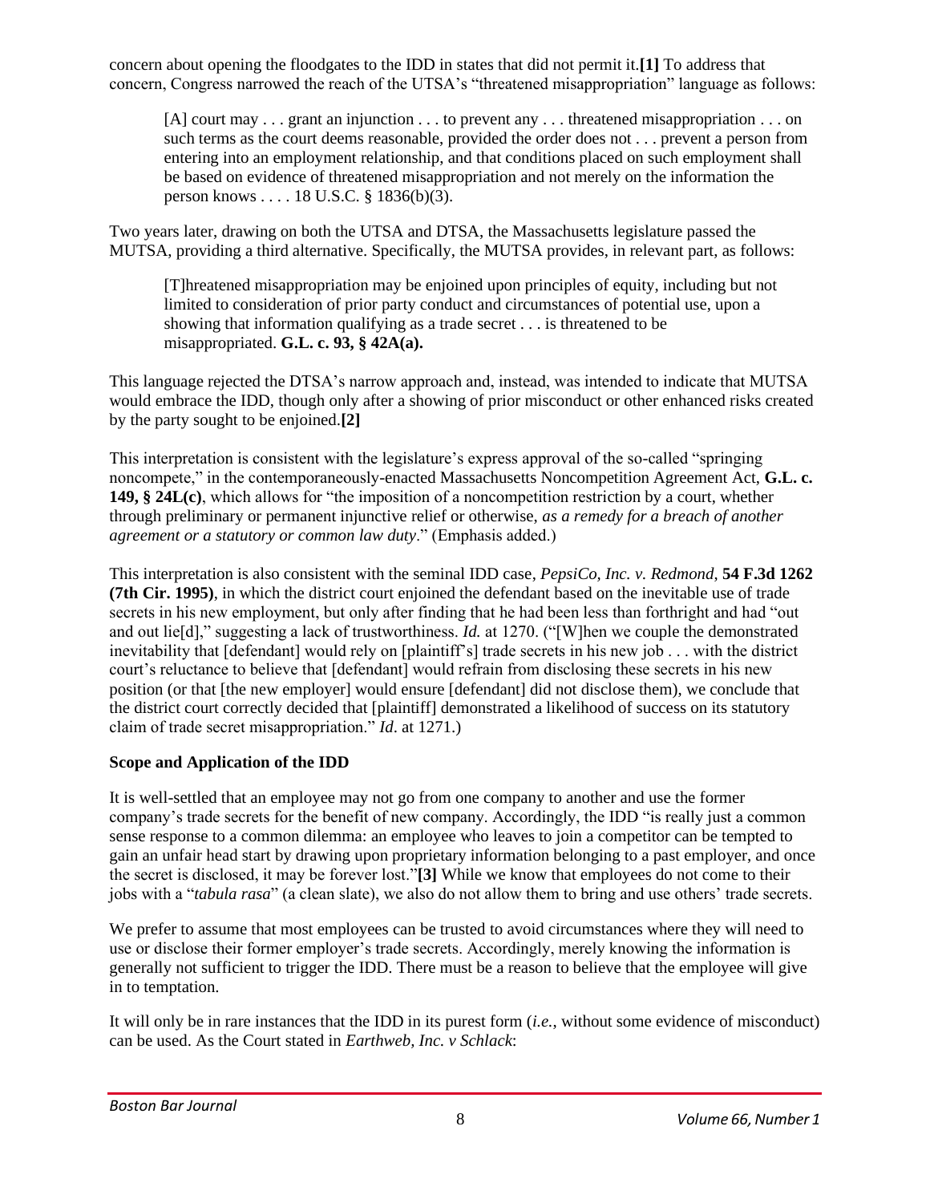concern about opening the floodgates to the IDD in states that did not permit it.**[1]** To address that concern, Congress narrowed the reach of the UTSA's "threatened misappropriation" language as follows:

> [A] court may . . . grant an injunction . . . to prevent any . . . threatened misappropriation . . . on such terms as the court deems reasonable, provided the order does not . . . prevent a person from entering into an employment relationship, and that conditions placed on such employment shall be based on evidence of threatened misappropriation and not merely on the information the person knows . . . . 18 U.S.C. § 1836(b)(3).

Two years later, drawing on both the UTSA and DTSA, the Massachusetts legislature passed the MUTSA, providing a third alternative. Specifically, the MUTSA provides, in relevant part, as follows:

> [T]hreatened misappropriation may be enjoined upon principles of equity, including but not limited to consideration of prior party conduct and circumstances of potential use, upon a showing that information qualifying as a trade secret . . . is threatened to be misappropriated. **G.L. c. 93, § 42A(a).**

This language rejected the DTSA's narrow approach and, instead, was intended to indicate that MUTSA would embrace the IDD, though only after a showing of prior misconduct or other enhanced risks created by the party sought to be enjoined.**[2]**

This interpretation is consistent with the legislature's express approval of the so-called "springing noncompete," in the contemporaneously-enacted Massachusetts Noncompetition Agreement Act, **G.L. c. 149, § 24L(c)**, which allows for "the imposition of a noncompetition restriction by a court, whether through preliminary or permanent injunctive relief or otherwise, *as a remedy for a breach of another agreement or a statutory or common law duty*." (Emphasis added.)

This interpretation is also consistent with the seminal IDD case, *PepsiCo, Inc. v. Redmond*, **54 F.3d 1262 (7th Cir. 1995)**, in which the district court enjoined the defendant based on the inevitable use of trade secrets in his new employment, but only after finding that he had been less than forthright and had "out and out lie[d]," suggesting a lack of trustworthiness. *Id.* at 1270. ("[W]hen we couple the demonstrated inevitability that [defendant] would rely on [plaintiff's] trade secrets in his new job . . . with the district court's reluctance to believe that [defendant] would refrain from disclosing these secrets in his new position (or that [the new employer] would ensure [defendant] did not disclose them), we conclude that the district court correctly decided that [plaintiff] demonstrated a likelihood of success on its statutory claim of trade secret misappropriation." *Id*. at 1271.)

**Scope and Application of the IDD**

It is well-settled that an employee may not go from one company to another and use the former company's trade secrets for the benefit of new company. Accordingly, the IDD "is really just a common sense response to a common dilemma: an employee who leaves to join a competitor can be tempted to gain an unfair head start by drawing upon proprietary information belonging to a past employer, and once the secret is disclosed, it may be forever lost."**[3]** While we know that employees do not come to their jobs with a "*tabula rasa*" (a clean slate), we also do not allow them to bring and use others' trade secrets.

We prefer to assume that most employees can be trusted to avoid circumstances where they will need to use or disclose their former employer's trade secrets. Accordingly, merely knowing the information is generally not sufficient to trigger the IDD. There must be a reason to believe that the employee will give in to temptation.

It will only be in rare instances that the IDD in its purest form (*i.e.*, without some evidence of misconduct) can be used. As the Court stated in *Earthweb, Inc. v Schlack*: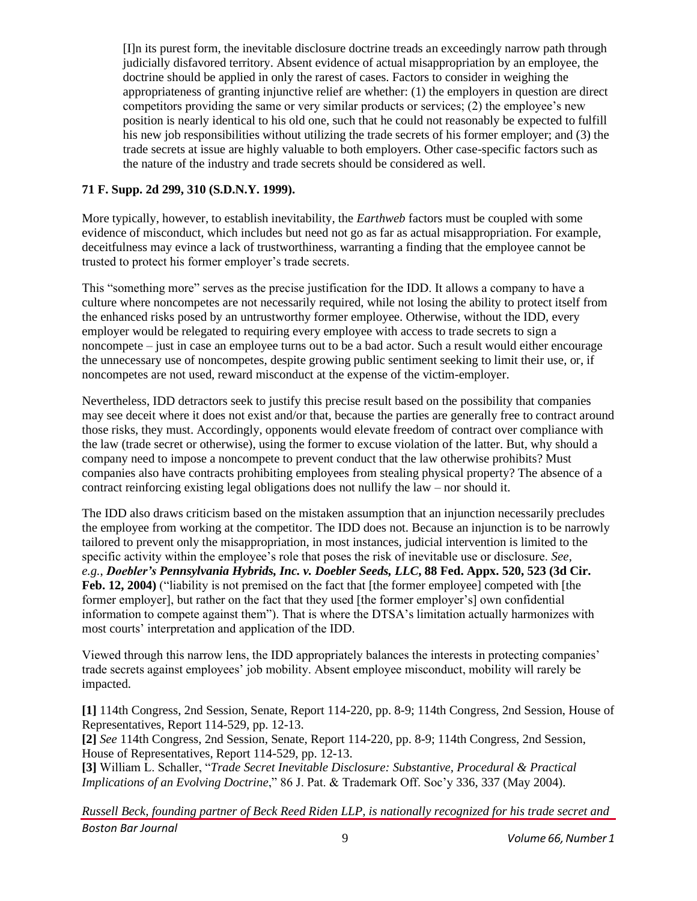> [I]n its purest form, the inevitable disclosure doctrine treads an exceedingly narrow path through judicially disfavored territory. Absent evidence of actual misappropriation by an employee, the doctrine should be applied in only the rarest of cases. Factors to consider in weighing the appropriateness of granting injunctive relief are whether: (1) the employers in question are direct competitors providing the same or very similar products or services; (2) the employee's new position is nearly identical to his old one, such that he could not reasonably be expected to fulfill his new job responsibilities without utilizing the trade secrets of his former employer; and (3) the trade secrets at issue are highly valuable to both employers. Other case-specific factors such as the nature of the industry and trade secrets should be considered as well.

**71 F. Supp. 2d 299, 310 (S.D.N.Y. 1999).**

More typically, however, to establish inevitability, the *Earthweb* factors must be coupled with some evidence of misconduct, which includes but need not go as far as actual misappropriation. For example, deceitfulness may evince a lack of trustworthiness, warranting a finding that the employee cannot be trusted to protect his former employer's trade secrets.

This "something more" serves as the precise justification for the IDD. It allows a company to have a culture where noncompetes are not necessarily required, while not losing the ability to protect itself from the enhanced risks posed by an untrustworthy former employee. Otherwise, without the IDD, every employer would be relegated to requiring every employee with access to trade secrets to sign a noncompete – just in case an employee turns out to be a bad actor. Such a result would either encourage the unnecessary use of noncompetes, despite growing public sentiment seeking to limit their use, or, if noncompetes are not used, reward misconduct at the expense of the victim-employer.

Nevertheless, IDD detractors seek to justify this precise result based on the possibility that companies may see deceit where it does not exist and/or that, because the parties are generally free to contract around those risks, they must. Accordingly, opponents would elevate freedom of contract over compliance with the law (trade secret or otherwise), using the former to excuse violation of the latter. But, why should a company need to impose a noncompete to prevent conduct that the law otherwise prohibits? Must companies also have contracts prohibiting employees from stealing physical property? The absence of a contract reinforcing existing legal obligations does not nullify the law – nor should it.

The IDD also draws criticism based on the mistaken assumption that an injunction necessarily precludes the employee from working at the competitor. The IDD does not. Because an injunction is to be narrowly tailored to prevent only the misappropriation, in most instances, judicial intervention is limited to the specific activity within the employee's role that poses the risk of inevitable use or disclosure. *See, e.g.*, ***Doebler's Pennsylvania Hybrids, Inc. v. Doebler Seeds, LLC*, 88 Fed. Appx. 520, 523 (3d Cir. Feb. 12, 2004)** ("liability is not premised on the fact that [the former employee] competed with [the former employer], but rather on the fact that they used [the former employer's] own confidential information to compete against them"). That is where the DTSA's limitation actually harmonizes with most courts' interpretation and application of the IDD.

Viewed through this narrow lens, the IDD appropriately balances the interests in protecting companies' trade secrets against employees' job mobility. Absent employee misconduct, mobility will rarely be impacted.

**[1]** 114th Congress, 2nd Session, Senate, Report 114-220, pp. 8-9; 114th Congress, 2nd Session, House of Representatives, Report 114-529, pp. 12-13.
**[2]** *See* 114th Congress, 2nd Session, Senate, Report 114-220, pp. 8-9; 114th Congress, 2nd Session, House of Representatives, Report 114-529, pp. 12-13.
**[3]** William L. Schaller, "*Trade Secret Inevitable Disclosure: Substantive, Procedural & Practical Implications of an Evolving Doctrine*," 86 J. Pat. & Trademark Off. Soc'y 336, 337 (May 2004).

*Russell Beck, founding partner of Beck Reed Riden LLP, is nationally recognized for his trade secret and*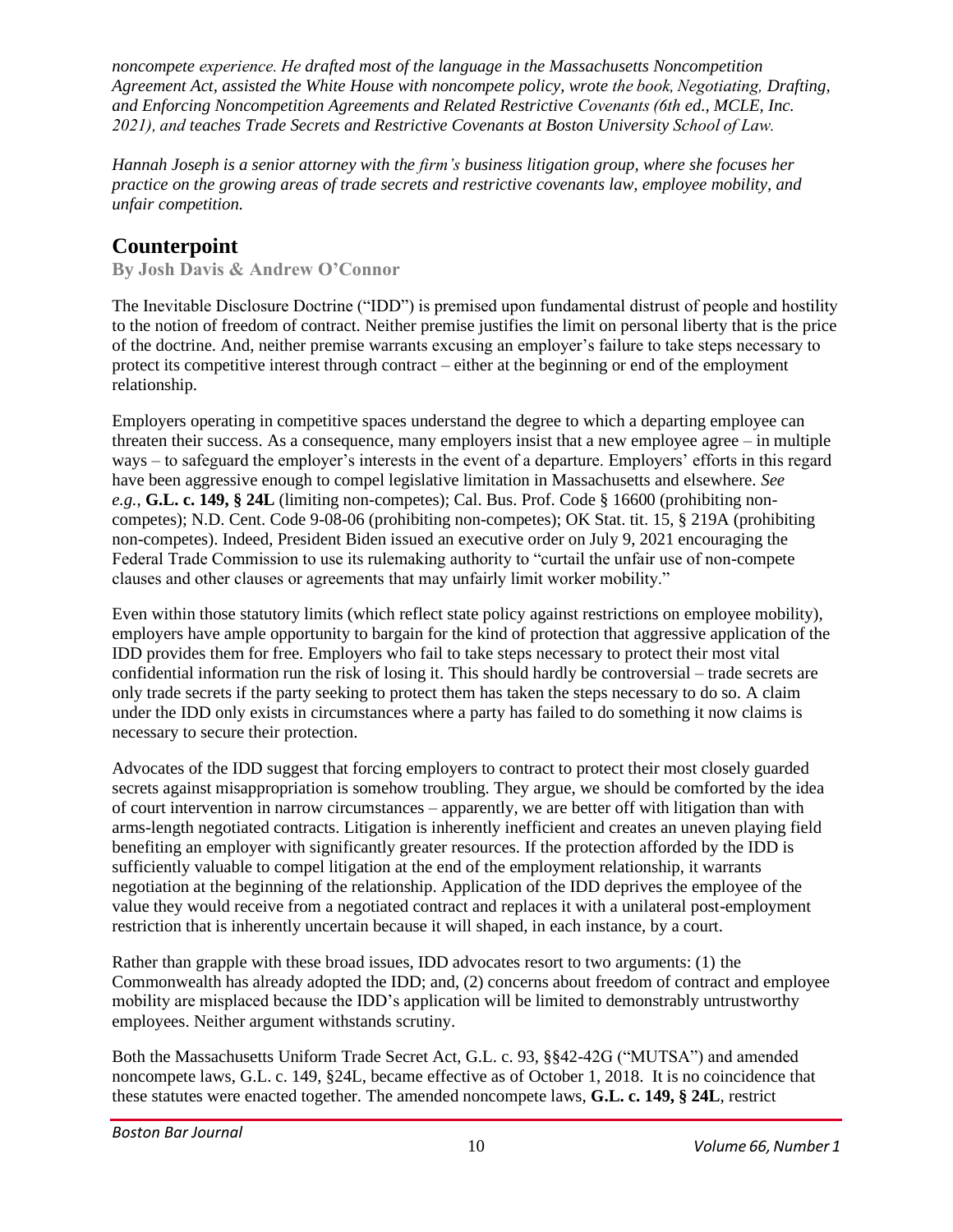*noncompete experience. He drafted most of the language in the Massachusetts Noncompetition Agreement Act, assisted the White House with noncompete policy, wrote the book, Negotiating, Drafting, and Enforcing Noncompetition Agreements and Related Restrictive Covenants (6th ed., MCLE, Inc. 2021), and teaches Trade Secrets and Restrictive Covenants at Boston University School of Law.*

*Hannah Joseph is a senior attorney with the firm's business litigation group, where she focuses her practice on the growing areas of trade secrets and restrictive covenants law, employee mobility, and unfair competition.*

## Counterpoint

**By Josh Davis & Andrew O'Connor**

The Inevitable Disclosure Doctrine ("IDD") is premised upon fundamental distrust of people and hostility to the notion of freedom of contract. Neither premise justifies the limit on personal liberty that is the price of the doctrine. And, neither premise warrants excusing an employer's failure to take steps necessary to protect its competitive interest through contract – either at the beginning or end of the employment relationship.

Employers operating in competitive spaces understand the degree to which a departing employee can threaten their success. As a consequence, many employers insist that a new employee agree – in multiple ways – to safeguard the employer's interests in the event of a departure. Employers' efforts in this regard have been aggressive enough to compel legislative limitation in Massachusetts and elsewhere. *See e.g.*, **G.L. c. 149, § 24L** (limiting non-competes); Cal. Bus. Prof. Code § 16600 (prohibiting non-competes); N.D. Cent. Code 9-08-06 (prohibiting non-competes); OK Stat. tit. 15, § 219A (prohibiting non-competes). Indeed, President Biden issued an executive order on July 9, 2021 encouraging the Federal Trade Commission to use its rulemaking authority to "curtail the unfair use of non-compete clauses and other clauses or agreements that may unfairly limit worker mobility."

Even within those statutory limits (which reflect state policy against restrictions on employee mobility), employers have ample opportunity to bargain for the kind of protection that aggressive application of the IDD provides them for free. Employers who fail to take steps necessary to protect their most vital confidential information run the risk of losing it. This should hardly be controversial – trade secrets are only trade secrets if the party seeking to protect them has taken the steps necessary to do so. A claim under the IDD only exists in circumstances where a party has failed to do something it now claims is necessary to secure their protection.

Advocates of the IDD suggest that forcing employers to contract to protect their most closely guarded secrets against misappropriation is somehow troubling. They argue, we should be comforted by the idea of court intervention in narrow circumstances – apparently, we are better off with litigation than with arms-length negotiated contracts. Litigation is inherently inefficient and creates an uneven playing field benefiting an employer with significantly greater resources. If the protection afforded by the IDD is sufficiently valuable to compel litigation at the end of the employment relationship, it warrants negotiation at the beginning of the relationship. Application of the IDD deprives the employee of the value they would receive from a negotiated contract and replaces it with a unilateral post-employment restriction that is inherently uncertain because it will shaped, in each instance, by a court.

Rather than grapple with these broad issues, IDD advocates resort to two arguments: (1) the Commonwealth has already adopted the IDD; and, (2) concerns about freedom of contract and employee mobility are misplaced because the IDD's application will be limited to demonstrably untrustworthy employees. Neither argument withstands scrutiny.

Both the Massachusetts Uniform Trade Secret Act, G.L. c. 93, §§42-42G ("MUTSA") and amended noncompete laws, G.L. c. 149, §24L, became effective as of October 1, 2018. It is no coincidence that these statutes were enacted together. The amended noncompete laws, **G.L. c. 149, § 24L**, restrict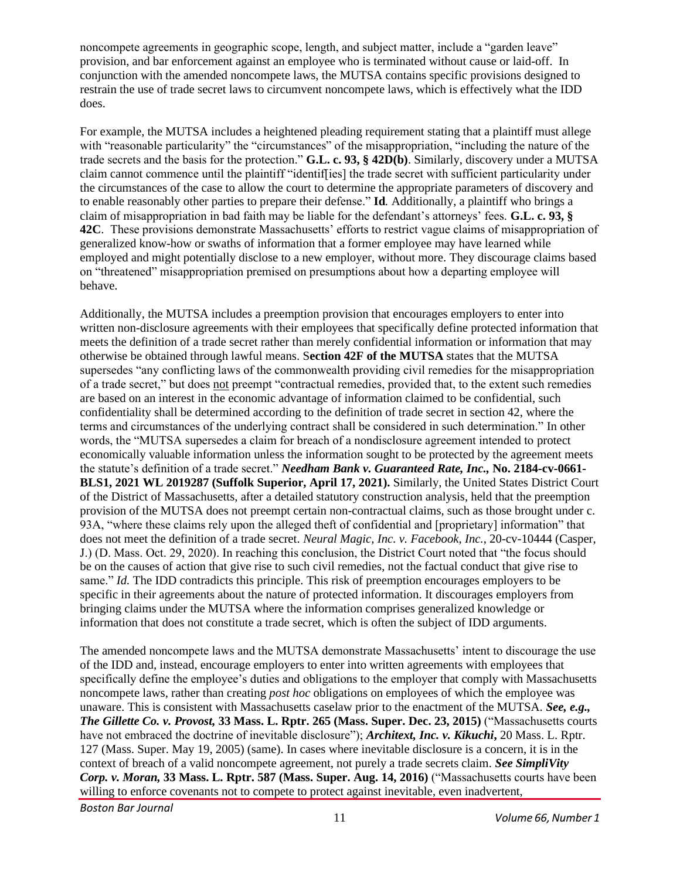noncompete agreements in geographic scope, length, and subject matter, include a "garden leave" provision, and bar enforcement against an employee who is terminated without cause or laid-off. In conjunction with the amended noncompete laws, the MUTSA contains specific provisions designed to restrain the use of trade secret laws to circumvent noncompete laws, which is effectively what the IDD does.

For example, the MUTSA includes a heightened pleading requirement stating that a plaintiff must allege with "reasonable particularity" the "circumstances" of the misappropriation, "including the nature of the trade secrets and the basis for the protection." **G.L. c. 93, § 42D(b)**. Similarly, discovery under a MUTSA claim cannot commence until the plaintiff "identif[ies] the trade secret with sufficient particularity under the circumstances of the case to allow the court to determine the appropriate parameters of discovery and to enable reasonably other parties to prepare their defense." **Id**. Additionally, a plaintiff who brings a claim of misappropriation in bad faith may be liable for the defendant's attorneys' fees. **G.L. c. 93, § 42C**. These provisions demonstrate Massachusetts' efforts to restrict vague claims of misappropriation of generalized know-how or swaths of information that a former employee may have learned while employed and might potentially disclose to a new employer, without more. They discourage claims based on "threatened" misappropriation premised on presumptions about how a departing employee will behave.

Additionally, the MUTSA includes a preemption provision that encourages employers to enter into written non-disclosure agreements with their employees that specifically define protected information that meets the definition of a trade secret rather than merely confidential information or information that may otherwise be obtained through lawful means. S**ection 42F of the MUTSA** states that the MUTSA supersedes "any conflicting laws of the commonwealth providing civil remedies for the misappropriation of a trade secret," but does not preempt "contractual remedies, provided that, to the extent such remedies are based on an interest in the economic advantage of information claimed to be confidential, such confidentiality shall be determined according to the definition of trade secret in section 42, where the terms and circumstances of the underlying contract shall be considered in such determination." In other words, the "MUTSA supersedes a claim for breach of a nondisclosure agreement intended to protect economically valuable information unless the information sought to be protected by the agreement meets the statute's definition of a trade secret." ***Needham Bank v. Guaranteed Rate, Inc.,* No. 2184-cv-0661-BLS1, 2021 WL 2019287 (Suffolk Superior, April 17, 2021).** Similarly, the United States District Court of the District of Massachusetts, after a detailed statutory construction analysis, held that the preemption provision of the MUTSA does not preempt certain non-contractual claims, such as those brought under c. 93A, "where these claims rely upon the alleged theft of confidential and [proprietary] information" that does not meet the definition of a trade secret. *Neural Magic, Inc. v. Facebook, Inc.*, 20-cv-10444 (Casper, J.) (D. Mass. Oct. 29, 2020). In reaching this conclusion, the District Court noted that "the focus should be on the causes of action that give rise to such civil remedies, not the factual conduct that give rise to same." *Id.* The IDD contradicts this principle. This risk of preemption encourages employers to be specific in their agreements about the nature of protected information. It discourages employers from bringing claims under the MUTSA where the information comprises generalized knowledge or information that does not constitute a trade secret, which is often the subject of IDD arguments.

The amended noncompete laws and the MUTSA demonstrate Massachusetts' intent to discourage the use of the IDD and, instead, encourage employers to enter into written agreements with employees that specifically define the employee's duties and obligations to the employer that comply with Massachusetts noncompete laws, rather than creating *post hoc* obligations on employees of which the employee was unaware. This is consistent with Massachusetts caselaw prior to the enactment of the MUTSA. ***See, e.g., The Gillette Co. v. Provost,* 33 Mass. L. Rptr. 265 (Mass. Super. Dec. 23, 2015)** ("Massachusetts courts have not embraced the doctrine of inevitable disclosure"); ***Architext, Inc. v. Kikuchi,*** 20 Mass. L. Rptr. 127 (Mass. Super. May 19, 2005) (same). In cases where inevitable disclosure is a concern, it is in the context of breach of a valid noncompete agreement, not purely a trade secrets claim. ***See SimpliVity Corp. v. Moran,* 33 Mass. L. Rptr. 587 (Mass. Super. Aug. 14, 2016)** ("Massachusetts courts have been willing to enforce covenants not to compete to protect against inevitable, even inadvertent,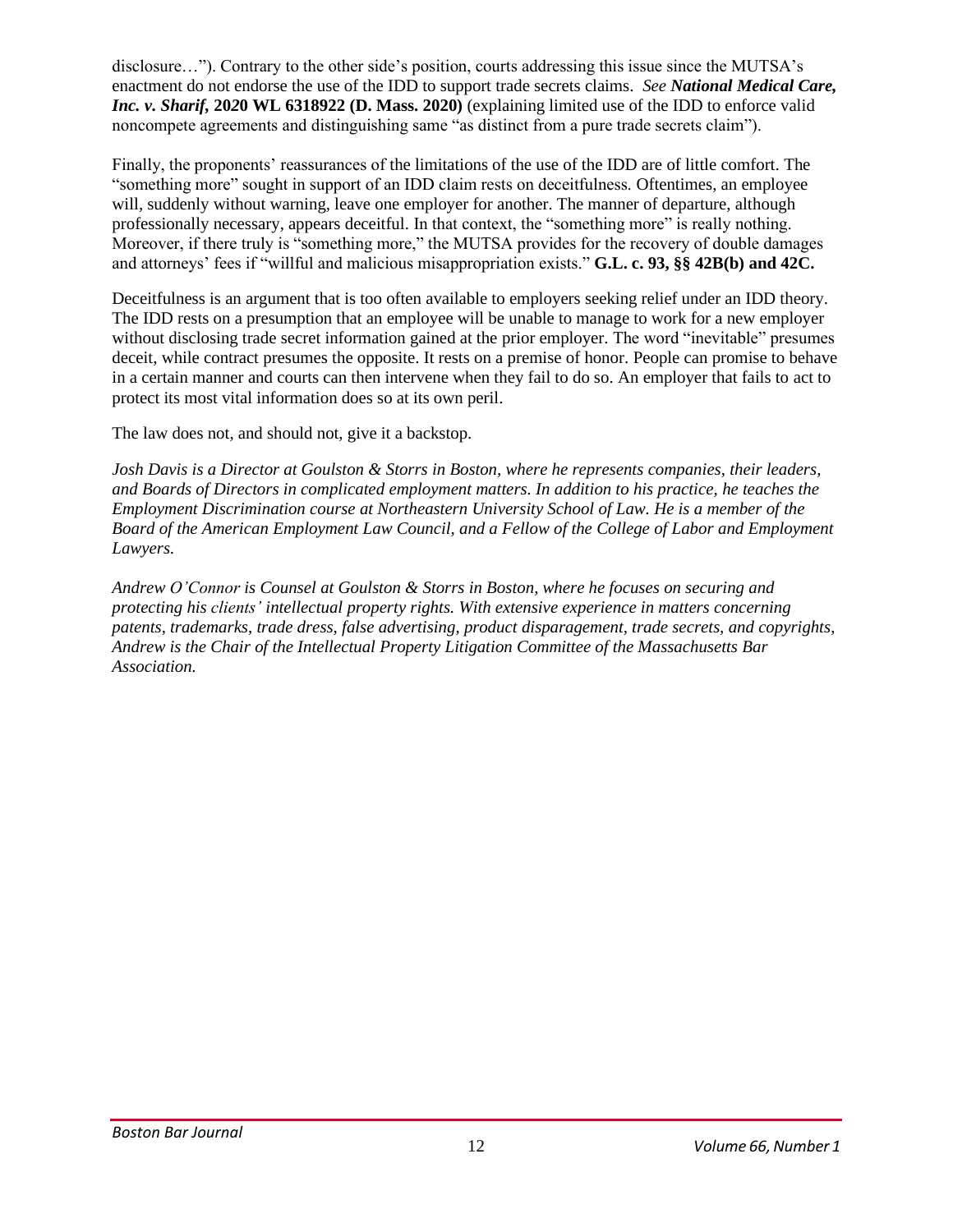disclosure…"). Contrary to the other side's position, courts addressing this issue since the MUTSA's enactment do not endorse the use of the IDD to support trade secrets claims. *See* ***National Medical Care, Inc. v. Sharif*****, 2020 WL 6318922 (D. Mass. 2020)** (explaining limited use of the IDD to enforce valid noncompete agreements and distinguishing same "as distinct from a pure trade secrets claim").

Finally, the proponents' reassurances of the limitations of the use of the IDD are of little comfort. The "something more" sought in support of an IDD claim rests on deceitfulness. Oftentimes, an employee will, suddenly without warning, leave one employer for another. The manner of departure, although professionally necessary, appears deceitful. In that context, the "something more" is really nothing. Moreover, if there truly is "something more," the MUTSA provides for the recovery of double damages and attorneys' fees if "willful and malicious misappropriation exists." **G.L. c. 93, §§ 42B(b) and 42C.**

Deceitfulness is an argument that is too often available to employers seeking relief under an IDD theory. The IDD rests on a presumption that an employee will be unable to manage to work for a new employer without disclosing trade secret information gained at the prior employer. The word "inevitable" presumes deceit, while contract presumes the opposite. It rests on a premise of honor. People can promise to behave in a certain manner and courts can then intervene when they fail to do so. An employer that fails to act to protect its most vital information does so at its own peril.

The law does not, and should not, give it a backstop.

*Josh Davis is a Director at Goulston & Storrs in Boston, where he represents companies, their leaders, and Boards of Directors in complicated employment matters. In addition to his practice, he teaches the Employment Discrimination course at Northeastern University School of Law. He is a member of the Board of the American Employment Law Council, and a Fellow of the College of Labor and Employment Lawyers.*

*Andrew O'Connor is Counsel at Goulston & Storrs in Boston, where he focuses on securing and protecting his clients' intellectual property rights. With extensive experience in matters concerning patents, trademarks, trade dress, false advertising, product disparagement, trade secrets, and copyrights, Andrew is the Chair of the Intellectual Property Litigation Committee of the Massachusetts Bar Association.*